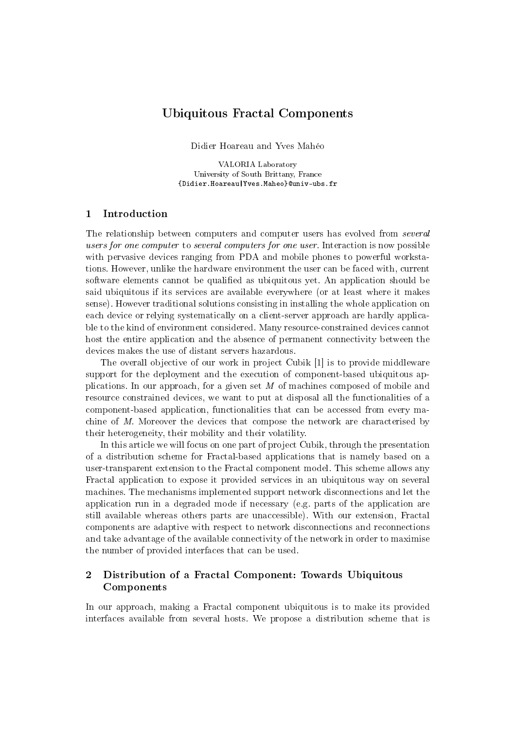# Ubiquitous Fractal Components

Didier Hoareau and Yves Mahéo

VALORIA Laboratory
University of South Brittany, France
{Didier.Hoareau|Yves.Maheo}@univ-ubs.fr

## 1 Introduction

The relationship between computers and computer users has evolved from *several users for one computer* to *several computers for one user*. Interaction is now possible with pervasive devices ranging from PDA and mobile phones to powerful workstations. However, unlike the hardware environment the user can be faced with, current software elements cannot be qualified as ubiquitous yet. An application should be said ubiquitous if its services are available everywhere (or at least where it makes sense). However traditional solutions consisting in installing the whole application on each device or relying systematically on a client-server approach are hardly applicable to the kind of environment considered. Many resource-constrained devices cannot host the entire application and the absence of permanent connectivity between the devices makes the use of distant servers hazardous.

The overall objective of our work in project Cubik [1] is to provide middleware support for the deployment and the execution of component-based ubiquitous applications. In our approach, for a given set $M$ of machines composed of mobile and resource constrained devices, we want to put at disposal all the functionalities of a component-based application, functionalities that can be accessed from every machine of $M$. Moreover the devices that compose the network are characterised by their heterogeneity, their mobility and their volatility.

In this article we will focus on one part of project Cubik, through the presentation of a distribution scheme for Fractal-based applications that is namely based on a user-transparent extension to the Fractal component model. This scheme allows any Fractal application to expose it provided services in an ubiquitous way on several machines. The mechanisms implemented support network disconnections and let the application run in a degraded mode if necessary (e.g. parts of the application are still available whereas others parts are unaccessible). With our extension, Fractal components are adaptive with respect to network disconnections and reconnections and take advantage of the available connectivity of the network in order to maximise the number of provided interfaces that can be used.

## 2 Distribution of a Fractal Component: Towards Ubiquitous Components

In our approach, making a Fractal component ubiquitous is to make its provided interfaces available from several hosts. We propose a distribution scheme that is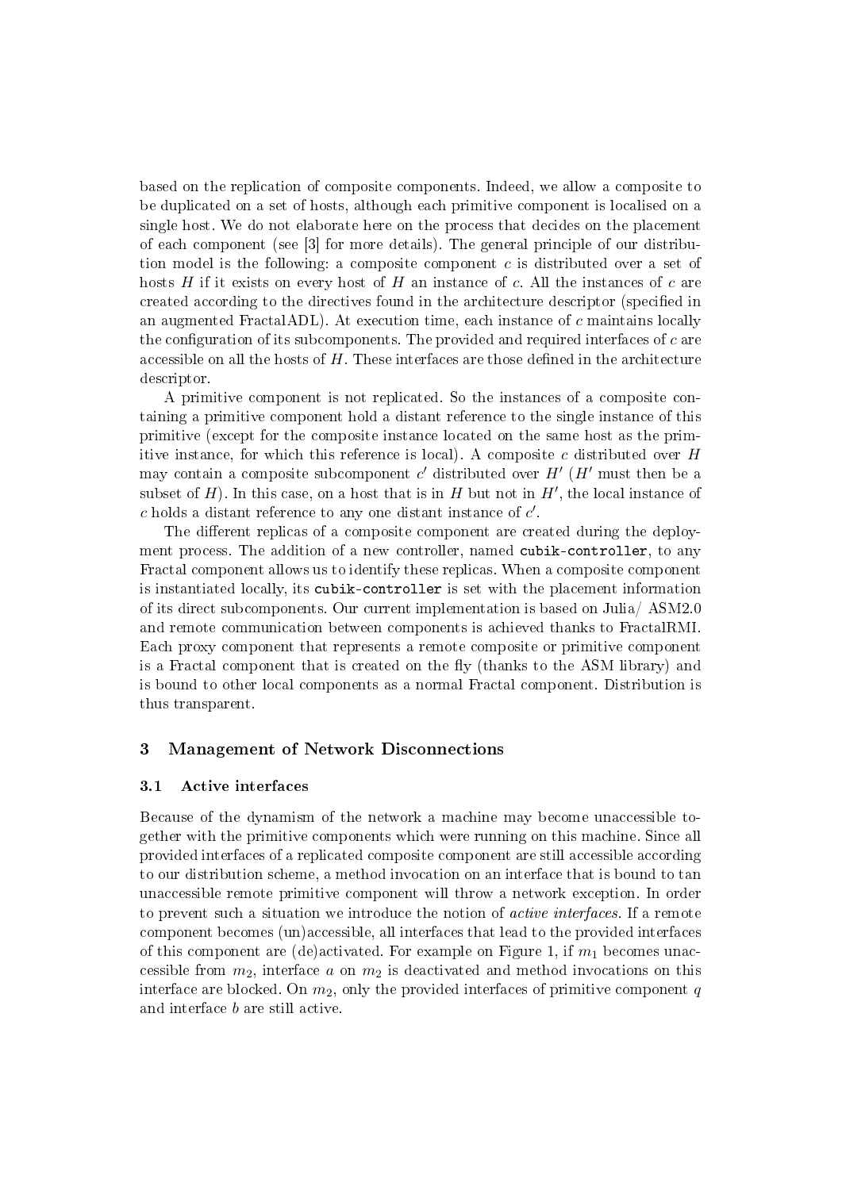based on the replication of composite components. Indeed, we allow a composite to be duplicated on a set of hosts, although each primitive component is localised on a single host. We do not elaborate here on the process that decides on the placement of each component (see [3] for more details). The general principle of our distribution model is the following: a composite component $c$ is distributed over a set of hosts $H$ if it exists on every host of $H$ an instance of $c$. All the instances of $c$ are created according to the directives found in the architecture descriptor (specified in an augmented FractalADL). At execution time, each instance of $c$ maintains locally the configuration of its subcomponents. The provided and required interfaces of $c$ are accessible on all the hosts of $H$. These interfaces are those defined in the architecture descriptor.

A primitive component is not replicated. So the instances of a composite containing a primitive component hold a distant reference to the single instance of this primitive (except for the composite instance located on the same host as the primitive instance, for which this reference is local). A composite $c$ distributed over $H$ may contain a composite subcomponent $c'$ distributed over $H'$ ($H'$ must then be a subset of $H$). In this case, on a host that is in $H$ but not in $H'$, the local instance of $c$ holds a distant reference to any one distant instance of $c'$.

The different replicas of a composite component are created during the deployment process. The addition of a new controller, named `cubik-controller`, to any Fractal component allows us to identify these replicas. When a composite component is instantiated locally, its `cubik-controller` is set with the placement information of its direct subcomponents. Our current implementation is based on Julia/ ASM2.0 and remote communication between components is achieved thanks to FractalRMI. Each proxy component that represents a remote composite or primitive component is a Fractal component that is created on the fly (thanks to the ASM library) and is bound to other local components as a normal Fractal component. Distribution is thus transparent.

## 3 Management of Network Disconnections

### 3.1 Active interfaces

Because of the dynamism of the network a machine may become unaccessible together with the primitive components which were running on this machine. Since all provided interfaces of a replicated composite component are still accessible according to our distribution scheme, a method invocation on an interface that is bound to tan unaccessible remote primitive component will throw a network exception. In order to prevent such a situation we introduce the notion of *active interfaces*. If a remote component becomes (un)accessible, all interfaces that lead to the provided interfaces of this component are (de)activated. For example on Figure 1, if $m_1$ becomes unaccessible from $m_2$, interface $a$ on $m_2$ is deactivated and method invocations on this interface are blocked. On $m_2$, only the provided interfaces of primitive component $q$ and interface $b$ are still active.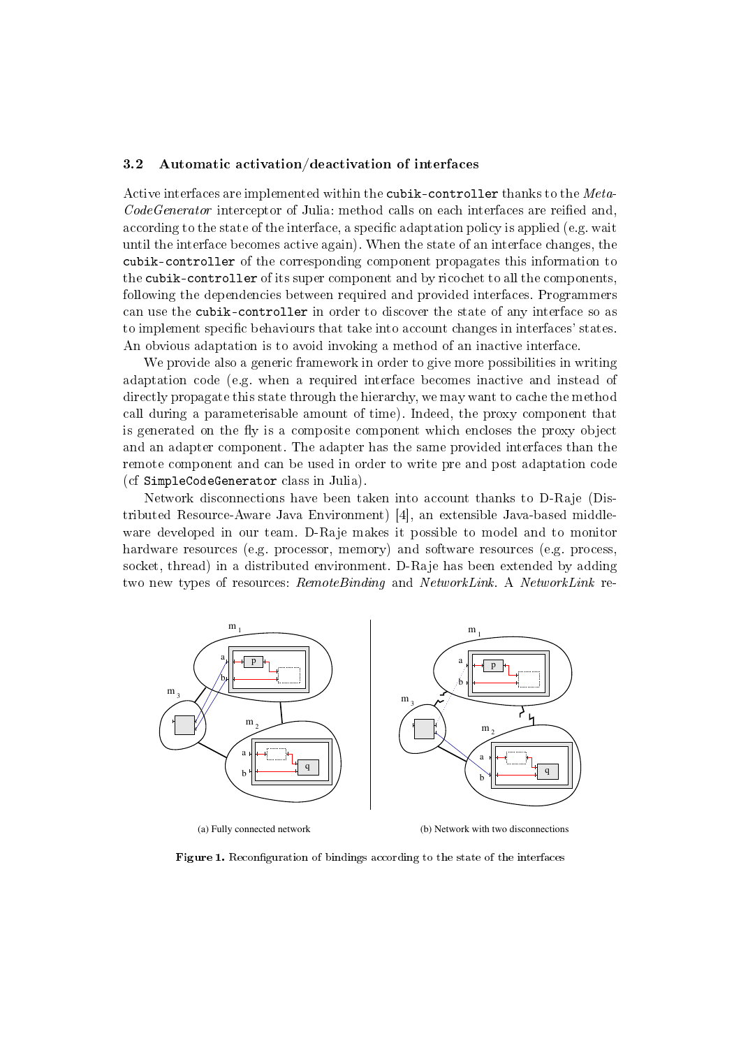### 3.2 Automatic activation/deactivation of interfaces

Active interfaces are implemented within the `cubik-controller` thanks to the *Meta-CodeGenerator* interceptor of Julia: method calls on each interfaces are reified and, according to the state of the interface, a specific adaptation policy is applied (e.g. wait until the interface becomes active again). When the state of an interface changes, the `cubik-controller` of the corresponding component propagates this information to the `cubik-controller` of its super component and by ricochet to all the components, following the dependencies between required and provided interfaces. Programmers can use the `cubik-controller` in order to discover the state of any interface so as to implement specific behaviours that take into account changes in interfaces' states. An obvious adaptation is to avoid invoking a method of an inactive interface.

We provide also a generic framework in order to give more possibilities in writing adaptation code (e.g. when a required interface becomes inactive and instead of directly propagate this state through the hierarchy, we may want to cache the method call during a parameterisable amount of time). Indeed, the proxy component that is generated on the fly is a composite component which encloses the proxy object and an adapter component. The adapter has the same provided interfaces than the remote component and can be used in order to write pre and post adaptation code (cf `SimpleCodeGenerator` class in Julia).

Network disconnections have been taken into account thanks to D-Raje (Distributed Resource-Aware Java Environment) [4], an extensible Java-based middleware developed in our team. D-Raje makes it possible to model and to monitor hardware resources (e.g. processor, memory) and software resources (e.g. process, socket, thread) in a distributed environment. D-Raje has been extended by adding two new types of resources: *RemoteBinding* and *NetworkLink*. A *NetworkLink* re-

(a) Fully connected network

(b) Network with two disconnections

**Figure 1.** Reconfiguration of bindings according to the state of the interfaces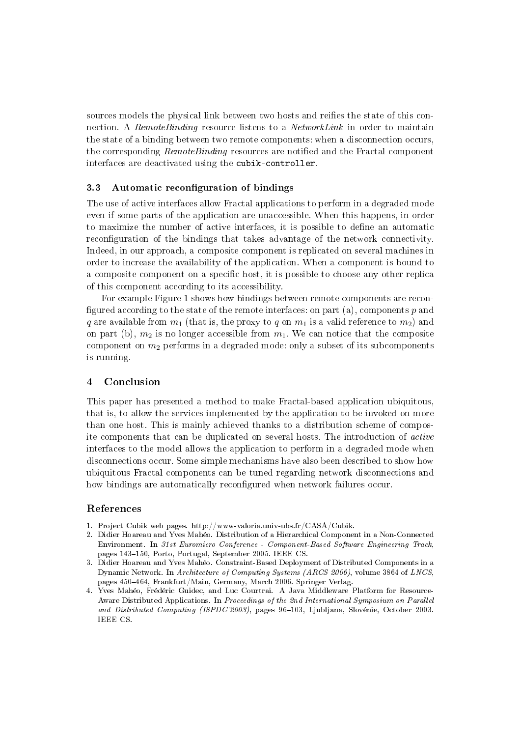sources models the physical link between two hosts and reifies the state of this connection. A *RemoteBinding* resource listens to a *NetworkLink* in order to maintain the state of a binding between two remote components: when a disconnection occurs, the corresponding *RemoteBinding* resources are notified and the Fractal component interfaces are deactivated using the `cubik-controller`.

### 3.3 Automatic reconfiguration of bindings

The use of active interfaces allow Fractal applications to perform in a degraded mode even if some parts of the application are unaccessible. When this happens, in order to maximize the number of active interfaces, it is possible to define an automatic reconfiguration of the bindings that takes advantage of the network connectivity. Indeed, in our approach, a composite component is replicated on several machines in order to increase the availability of the application. When a component is bound to a composite component on a specific host, it is possible to choose any other replica of this component according to its accessibility.

For example Figure 1 shows how bindings between remote components are reconfigured according to the state of the remote interfaces: on part (a), components $p$ and $q$ are available from $m_1$ (that is, the proxy to $q$ on $m_1$ is a valid reference to $m_2$) and on part (b), $m_2$ is no longer accessible from $m_1$. We can notice that the composite component on $m_2$ performs in a degraded mode: only a subset of its subcomponents is running.

## 4 Conclusion

This paper has presented a method to make Fractal-based application ubiquitous, that is, to allow the services implemented by the application to be invoked on more than one host. This is mainly achieved thanks to a distribution scheme of composite components that can be duplicated on several hosts. The introduction of *active* interfaces to the model allows the application to perform in a degraded mode when disconnections occur. Some simple mechanisms have also been described to show how ubiquitous Fractal components can be tuned regarding network disconnections and how bindings are automatically reconfigured when network failures occur.

## References

1. Project Cubik web pages. http://www-valoria.univ-ubs.fr/CASA/Cubik.
2. Didier Hoareau and Yves Mahéo. Distribution of a Hierarchical Component in a Non-Connected Environment. In *31st Euromicro Conference - Component-Based Software Engineering Track*, pages 143–150, Porto, Portugal, September 2005. IEEE CS.
3. Didier Hoareau and Yves Mahéo. Constraint-Based Deployment of Distributed Components in a Dynamic Network. In *Architecture of Computing Systems (ARCS 2006)*, volume 3864 of *LNCS*, pages 450–464, Frankfurt/Main, Germany, March 2006. Springer Verlag.
4. Yves Mahéo, Frédéric Guidec, and Luc Courtrai. A Java Middleware Platform for Resource-Aware Distributed Applications. In *Proceedings of the 2nd International Symposium on Parallel and Distributed Computing (ISPDC'2003)*, pages 96–103, Ljubljana, Slovénie, October 2003. IEEE CS.